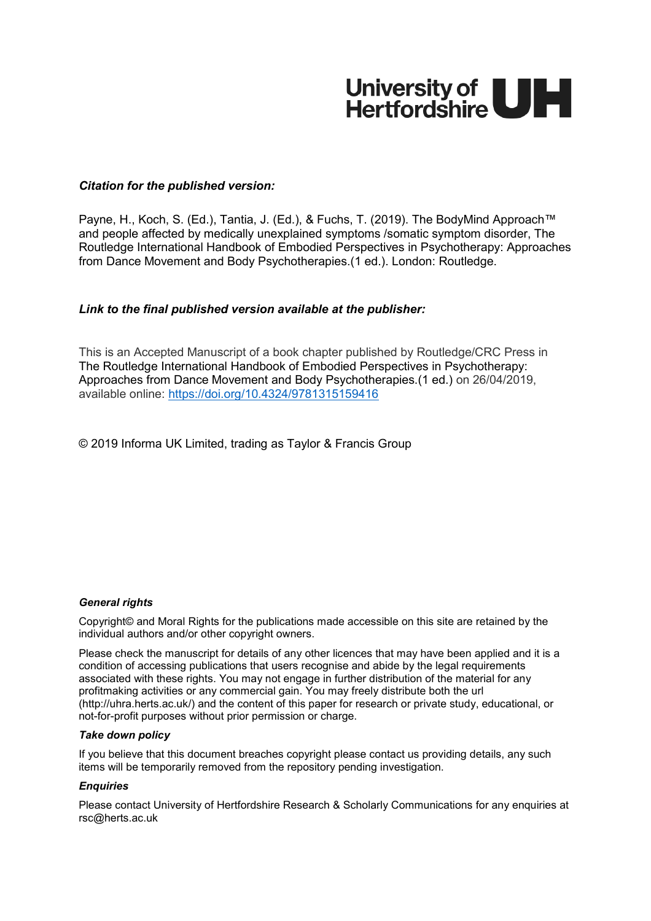University of Hertfordshire UH

***Citation for the published version:***

Payne, H., Koch, S. (Ed.), Tantia, J. (Ed.), & Fuchs, T. (2019). The BodyMind Approach™ and people affected by medically unexplained symptoms /somatic symptom disorder, The Routledge International Handbook of Embodied Perspectives in Psychotherapy: Approaches from Dance Movement and Body Psychotherapies.(1 ed.). London: Routledge.

***Link to the final published version available at the publisher:***

This is an Accepted Manuscript of a book chapter published by Routledge/CRC Press in The Routledge International Handbook of Embodied Perspectives in Psychotherapy: Approaches from Dance Movement and Body Psychotherapies.(1 ed.) on 26/04/2019, available online: https://doi.org/10.4324/9781315159416

© 2019 Informa UK Limited, trading as Taylor & Francis Group

***General rights***

Copyright© and Moral Rights for the publications made accessible on this site are retained by the individual authors and/or other copyright owners.

Please check the manuscript for details of any other licences that may have been applied and it is a condition of accessing publications that users recognise and abide by the legal requirements associated with these rights. You may not engage in further distribution of the material for any profitmaking activities or any commercial gain. You may freely distribute both the url (http://uhra.herts.ac.uk/) and the content of this paper for research or private study, educational, or not-for-profit purposes without prior permission or charge.

***Take down policy***

If you believe that this document breaches copyright please contact us providing details, any such items will be temporarily removed from the repository pending investigation.

***Enquiries***

Please contact University of Hertfordshire Research & Scholarly Communications for any enquiries at rsc@herts.ac.uk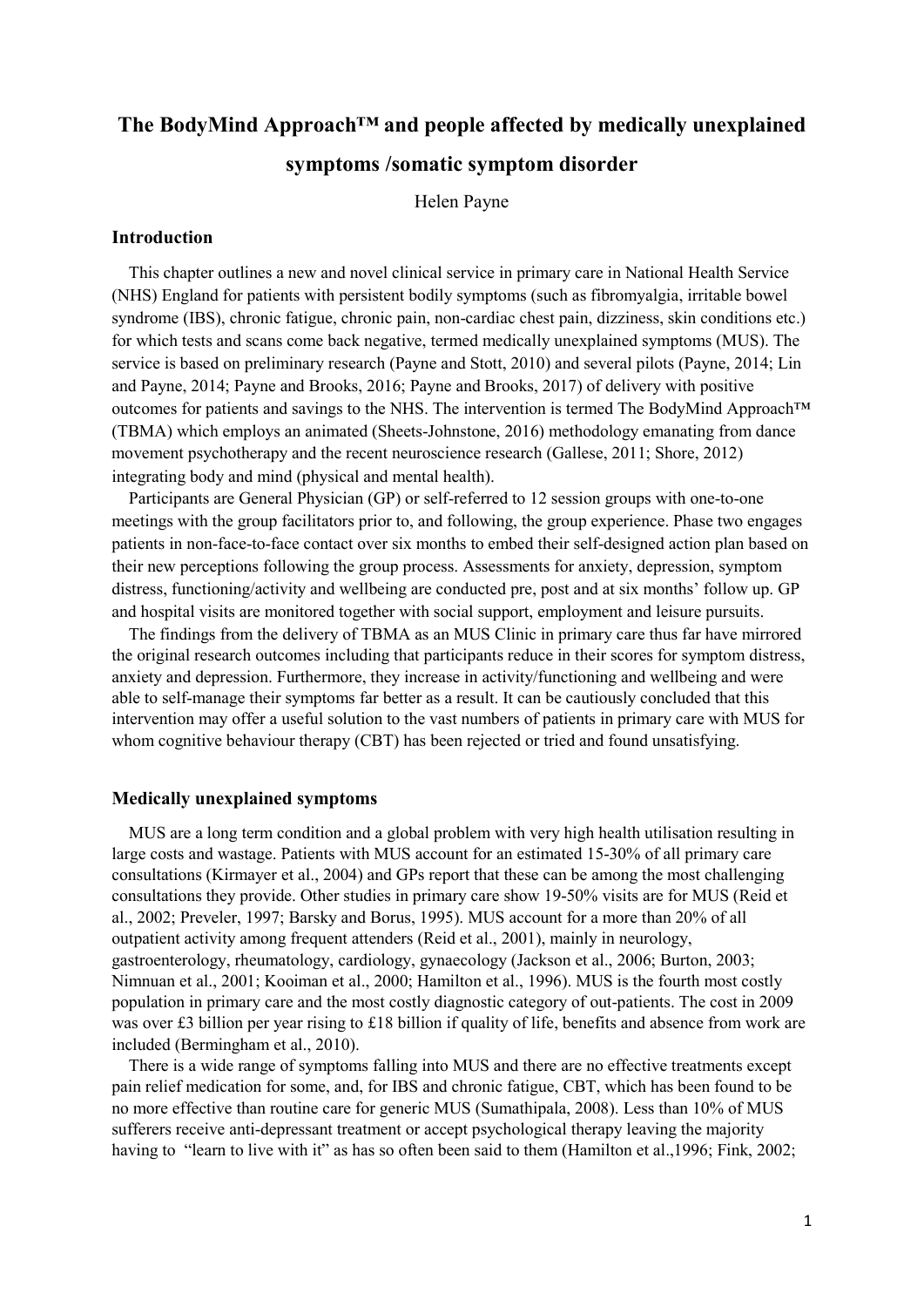# The BodyMind Approach™ and people affected by medically unexplained symptoms /somatic symptom disorder

Helen Payne

## Introduction

This chapter outlines a new and novel clinical service in primary care in National Health Service (NHS) England for patients with persistent bodily symptoms (such as fibromyalgia, irritable bowel syndrome (IBS), chronic fatigue, chronic pain, non-cardiac chest pain, dizziness, skin conditions etc.) for which tests and scans come back negative, termed medically unexplained symptoms (MUS). The service is based on preliminary research (Payne and Stott, 2010) and several pilots (Payne, 2014; Lin and Payne, 2014; Payne and Brooks, 2016; Payne and Brooks, 2017) of delivery with positive outcomes for patients and savings to the NHS. The intervention is termed The BodyMind Approach™ (TBMA) which employs an animated (Sheets-Johnstone, 2016) methodology emanating from dance movement psychotherapy and the recent neuroscience research (Gallese, 2011; Shore, 2012) integrating body and mind (physical and mental health).

Participants are General Physician (GP) or self-referred to 12 session groups with one-to-one meetings with the group facilitators prior to, and following, the group experience. Phase two engages patients in non-face-to-face contact over six months to embed their self-designed action plan based on their new perceptions following the group process. Assessments for anxiety, depression, symptom distress, functioning/activity and wellbeing are conducted pre, post and at six months' follow up. GP and hospital visits are monitored together with social support, employment and leisure pursuits.

The findings from the delivery of TBMA as an MUS Clinic in primary care thus far have mirrored the original research outcomes including that participants reduce in their scores for symptom distress, anxiety and depression. Furthermore, they increase in activity/functioning and wellbeing and were able to self-manage their symptoms far better as a result. It can be cautiously concluded that this intervention may offer a useful solution to the vast numbers of patients in primary care with MUS for whom cognitive behaviour therapy (CBT) has been rejected or tried and found unsatisfying.

## Medically unexplained symptoms

MUS are a long term condition and a global problem with very high health utilisation resulting in large costs and wastage. Patients with MUS account for an estimated 15-30% of all primary care consultations (Kirmayer et al., 2004) and GPs report that these can be among the most challenging consultations they provide. Other studies in primary care show 19-50% visits are for MUS (Reid et al., 2002; Preveler, 1997; Barsky and Borus, 1995). MUS account for a more than 20% of all outpatient activity among frequent attenders (Reid et al., 2001), mainly in neurology, gastroenterology, rheumatology, cardiology, gynaecology (Jackson et al., 2006; Burton, 2003; Nimnuan et al., 2001; Kooiman et al., 2000; Hamilton et al., 1996). MUS is the fourth most costly population in primary care and the most costly diagnostic category of out-patients. The cost in 2009 was over £3 billion per year rising to £18 billion if quality of life, benefits and absence from work are included (Bermingham et al., 2010).

There is a wide range of symptoms falling into MUS and there are no effective treatments except pain relief medication for some, and, for IBS and chronic fatigue, CBT, which has been found to be no more effective than routine care for generic MUS (Sumathipala, 2008). Less than 10% of MUS sufferers receive anti-depressant treatment or accept psychological therapy leaving the majority having to "learn to live with it" as has so often been said to them (Hamilton et al.,1996; Fink, 2002;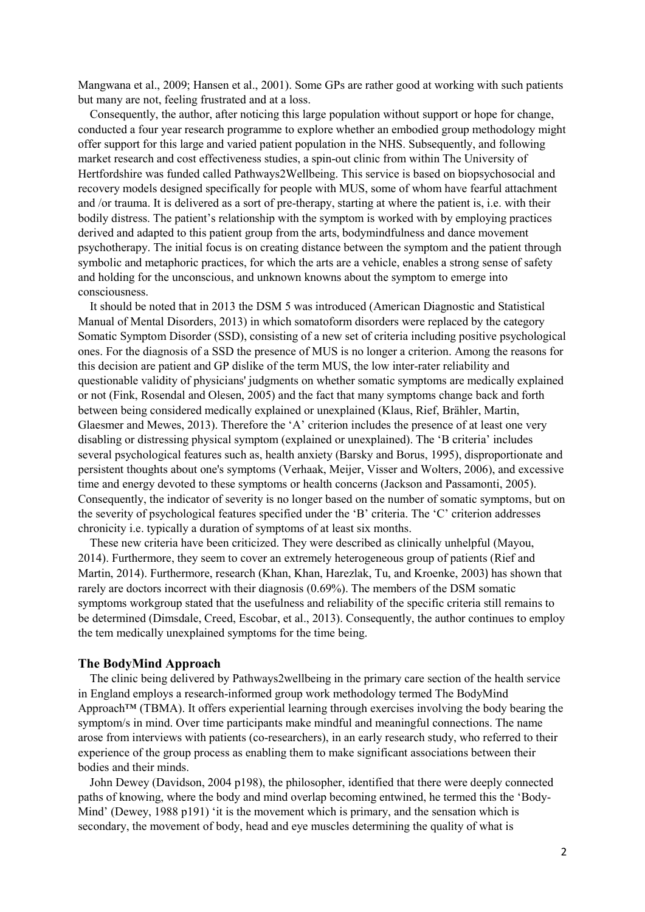Mangwana et al., 2009; Hansen et al., 2001). Some GPs are rather good at working with such patients but many are not, feeling frustrated and at a loss.

Consequently, the author, after noticing this large population without support or hope for change, conducted a four year research programme to explore whether an embodied group methodology might offer support for this large and varied patient population in the NHS. Subsequently, and following market research and cost effectiveness studies, a spin-out clinic from within The University of Hertfordshire was funded called Pathways2Wellbeing. This service is based on biopsychosocial and recovery models designed specifically for people with MUS, some of whom have fearful attachment and /or trauma. It is delivered as a sort of pre-therapy, starting at where the patient is, i.e. with their bodily distress. The patient's relationship with the symptom is worked with by employing practices derived and adapted to this patient group from the arts, bodymindfulness and dance movement psychotherapy. The initial focus is on creating distance between the symptom and the patient through symbolic and metaphoric practices, for which the arts are a vehicle, enables a strong sense of safety and holding for the unconscious, and unknown knowns about the symptom to emerge into consciousness.

It should be noted that in 2013 the DSM 5 was introduced (American Diagnostic and Statistical Manual of Mental Disorders, 2013) in which somatoform disorders were replaced by the category Somatic Symptom Disorder (SSD), consisting of a new set of criteria including positive psychological ones. For the diagnosis of a SSD the presence of MUS is no longer a criterion. Among the reasons for this decision are patient and GP dislike of the term MUS, the low inter-rater reliability and questionable validity of physicians' judgments on whether somatic symptoms are medically explained or not (Fink, Rosendal and Olesen, 2005) and the fact that many symptoms change back and forth between being considered medically explained or unexplained (Klaus, Rief, Brähler, Martin, Glaesmer and Mewes, 2013). Therefore the 'A' criterion includes the presence of at least one very disabling or distressing physical symptom (explained or unexplained). The 'B criteria' includes several psychological features such as, health anxiety (Barsky and Borus, 1995), disproportionate and persistent thoughts about one's symptoms (Verhaak, Meijer, Visser and Wolters, 2006), and excessive time and energy devoted to these symptoms or health concerns (Jackson and Passamonti, 2005). Consequently, the indicator of severity is no longer based on the number of somatic symptoms, but on the severity of psychological features specified under the 'B' criteria. The 'C' criterion addresses chronicity i.e. typically a duration of symptoms of at least six months.

These new criteria have been criticized. They were described as clinically unhelpful (Mayou, 2014). Furthermore, they seem to cover an extremely heterogeneous group of patients (Rief and Martin, 2014). Furthermore, research (Khan, Khan, Harezlak, Tu, and Kroenke, 2003) has shown that rarely are doctors incorrect with their diagnosis (0.69%). The members of the DSM somatic symptoms workgroup stated that the usefulness and reliability of the specific criteria still remains to be determined (Dimsdale, Creed, Escobar, et al., 2013). Consequently, the author continues to employ the tem medically unexplained symptoms for the time being.

## The BodyMind Approach

The clinic being delivered by Pathways2wellbeing in the primary care section of the health service in England employs a research-informed group work methodology termed The BodyMind Approach™ (TBMA). It offers experiential learning through exercises involving the body bearing the symptom/s in mind. Over time participants make mindful and meaningful connections. The name arose from interviews with patients (co-researchers), in an early research study, who referred to their experience of the group process as enabling them to make significant associations between their bodies and their minds.

John Dewey (Davidson, 2004 p198), the philosopher, identified that there were deeply connected paths of knowing, where the body and mind overlap becoming entwined, he termed this the 'Body-Mind' (Dewey, 1988 p191) 'it is the movement which is primary, and the sensation which is secondary, the movement of body, head and eye muscles determining the quality of what is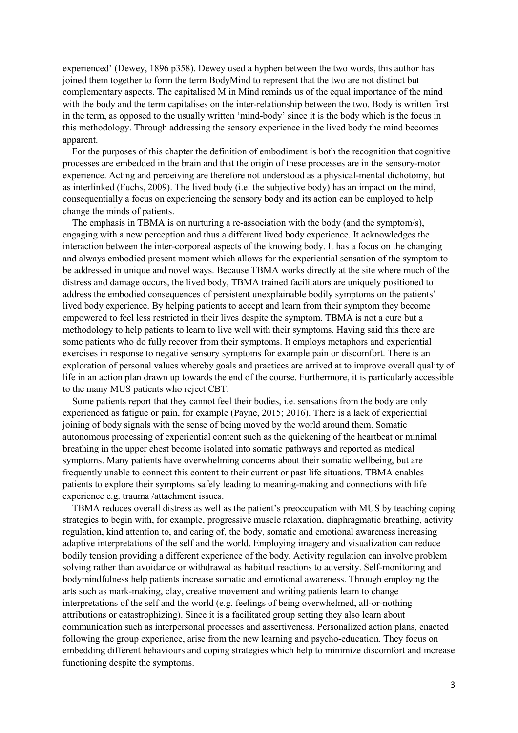experienced' (Dewey, 1896 p358). Dewey used a hyphen between the two words, this author has joined them together to form the term BodyMind to represent that the two are not distinct but complementary aspects. The capitalised M in Mind reminds us of the equal importance of the mind with the body and the term capitalises on the inter-relationship between the two. Body is written first in the term, as opposed to the usually written 'mind-body' since it is the body which is the focus in this methodology. Through addressing the sensory experience in the lived body the mind becomes apparent.

For the purposes of this chapter the definition of embodiment is both the recognition that cognitive processes are embedded in the brain and that the origin of these processes are in the sensory-motor experience. Acting and perceiving are therefore not understood as a physical-mental dichotomy, but as interlinked (Fuchs, 2009). The lived body (i.e. the subjective body) has an impact on the mind, consequentially a focus on experiencing the sensory body and its action can be employed to help change the minds of patients.

The emphasis in TBMA is on nurturing a re-association with the body (and the symptom/s), engaging with a new perception and thus a different lived body experience. It acknowledges the interaction between the inter-corporeal aspects of the knowing body. It has a focus on the changing and always embodied present moment which allows for the experiential sensation of the symptom to be addressed in unique and novel ways. Because TBMA works directly at the site where much of the distress and damage occurs, the lived body, TBMA trained facilitators are uniquely positioned to address the embodied consequences of persistent unexplainable bodily symptoms on the patients' lived body experience. By helping patients to accept and learn from their symptom they become empowered to feel less restricted in their lives despite the symptom. TBMA is not a cure but a methodology to help patients to learn to live well with their symptoms. Having said this there are some patients who do fully recover from their symptoms. It employs metaphors and experiential exercises in response to negative sensory symptoms for example pain or discomfort. There is an exploration of personal values whereby goals and practices are arrived at to improve overall quality of life in an action plan drawn up towards the end of the course. Furthermore, it is particularly accessible to the many MUS patients who reject CBT.

Some patients report that they cannot feel their bodies, i.e. sensations from the body are only experienced as fatigue or pain, for example (Payne, 2015; 2016). There is a lack of experiential joining of body signals with the sense of being moved by the world around them. Somatic autonomous processing of experiential content such as the quickening of the heartbeat or minimal breathing in the upper chest become isolated into somatic pathways and reported as medical symptoms. Many patients have overwhelming concerns about their somatic wellbeing, but are frequently unable to connect this content to their current or past life situations. TBMA enables patients to explore their symptoms safely leading to meaning-making and connections with life experience e.g. trauma /attachment issues.

TBMA reduces overall distress as well as the patient's preoccupation with MUS by teaching coping strategies to begin with, for example, progressive muscle relaxation, diaphragmatic breathing, activity regulation, kind attention to, and caring of, the body, somatic and emotional awareness increasing adaptive interpretations of the self and the world. Employing imagery and visualization can reduce bodily tension providing a different experience of the body. Activity regulation can involve problem solving rather than avoidance or withdrawal as habitual reactions to adversity. Self-monitoring and bodymindfulness help patients increase somatic and emotional awareness. Through employing the arts such as mark-making, clay, creative movement and writing patients learn to change interpretations of the self and the world (e.g. feelings of being overwhelmed, all-or-nothing attributions or catastrophizing). Since it is a facilitated group setting they also learn about communication such as interpersonal processes and assertiveness. Personalized action plans, enacted following the group experience, arise from the new learning and psycho-education. They focus on embedding different behaviours and coping strategies which help to minimize discomfort and increase functioning despite the symptoms.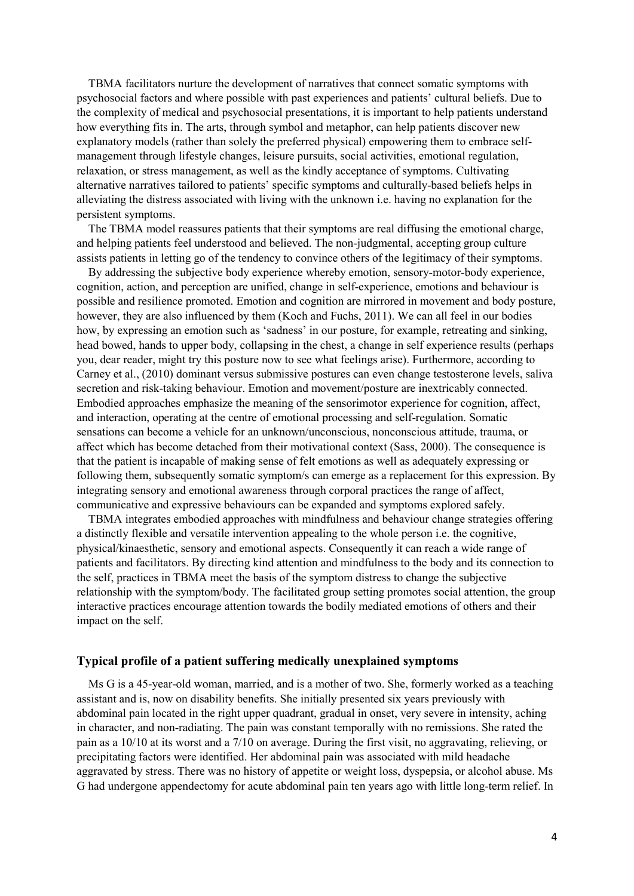TBMA facilitators nurture the development of narratives that connect somatic symptoms with psychosocial factors and where possible with past experiences and patients' cultural beliefs. Due to the complexity of medical and psychosocial presentations, it is important to help patients understand how everything fits in. The arts, through symbol and metaphor, can help patients discover new explanatory models (rather than solely the preferred physical) empowering them to embrace self-management through lifestyle changes, leisure pursuits, social activities, emotional regulation, relaxation, or stress management, as well as the kindly acceptance of symptoms. Cultivating alternative narratives tailored to patients' specific symptoms and culturally-based beliefs helps in alleviating the distress associated with living with the unknown i.e. having no explanation for the persistent symptoms.

The TBMA model reassures patients that their symptoms are real diffusing the emotional charge, and helping patients feel understood and believed. The non-judgmental, accepting group culture assists patients in letting go of the tendency to convince others of the legitimacy of their symptoms.

By addressing the subjective body experience whereby emotion, sensory-motor-body experience, cognition, action, and perception are unified, change in self-experience, emotions and behaviour is possible and resilience promoted. Emotion and cognition are mirrored in movement and body posture, however, they are also influenced by them (Koch and Fuchs, 2011). We can all feel in our bodies how, by expressing an emotion such as 'sadness' in our posture, for example, retreating and sinking, head bowed, hands to upper body, collapsing in the chest, a change in self experience results (perhaps you, dear reader, might try this posture now to see what feelings arise). Furthermore, according to Carney et al., (2010) dominant versus submissive postures can even change testosterone levels, saliva secretion and risk-taking behaviour. Emotion and movement/posture are inextricably connected. Embodied approaches emphasize the meaning of the sensorimotor experience for cognition, affect, and interaction, operating at the centre of emotional processing and self-regulation. Somatic sensations can become a vehicle for an unknown/unconscious, nonconscious attitude, trauma, or affect which has become detached from their motivational context (Sass, 2000). The consequence is that the patient is incapable of making sense of felt emotions as well as adequately expressing or following them, subsequently somatic symptom/s can emerge as a replacement for this expression. By integrating sensory and emotional awareness through corporal practices the range of affect, communicative and expressive behaviours can be expanded and symptoms explored safely.

TBMA integrates embodied approaches with mindfulness and behaviour change strategies offering a distinctly flexible and versatile intervention appealing to the whole person i.e. the cognitive, physical/kinaesthetic, sensory and emotional aspects. Consequently it can reach a wide range of patients and facilitators. By directing kind attention and mindfulness to the body and its connection to the self, practices in TBMA meet the basis of the symptom distress to change the subjective relationship with the symptom/body. The facilitated group setting promotes social attention, the group interactive practices encourage attention towards the bodily mediated emotions of others and their impact on the self.

### Typical profile of a patient suffering medically unexplained symptoms

Ms G is a 45-year-old woman, married, and is a mother of two. She, formerly worked as a teaching assistant and is, now on disability benefits. She initially presented six years previously with abdominal pain located in the right upper quadrant, gradual in onset, very severe in intensity, aching in character, and non-radiating. The pain was constant temporally with no remissions. She rated the pain as a 10/10 at its worst and a 7/10 on average. During the first visit, no aggravating, relieving, or precipitating factors were identified. Her abdominal pain was associated with mild headache aggravated by stress. There was no history of appetite or weight loss, dyspepsia, or alcohol abuse. Ms G had undergone appendectomy for acute abdominal pain ten years ago with little long-term relief. In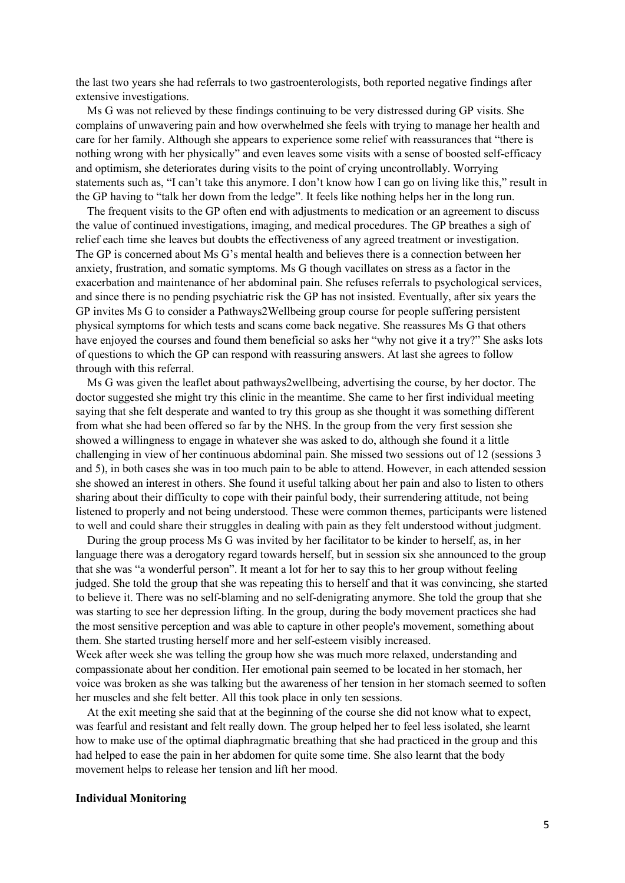the last two years she had referrals to two gastroenterologists, both reported negative findings after extensive investigations.

Ms G was not relieved by these findings continuing to be very distressed during GP visits. She complains of unwavering pain and how overwhelmed she feels with trying to manage her health and care for her family. Although she appears to experience some relief with reassurances that "there is nothing wrong with her physically" and even leaves some visits with a sense of boosted self-efficacy and optimism, she deteriorates during visits to the point of crying uncontrollably. Worrying statements such as, "I can't take this anymore. I don't know how I can go on living like this," result in the GP having to "talk her down from the ledge". It feels like nothing helps her in the long run.

The frequent visits to the GP often end with adjustments to medication or an agreement to discuss the value of continued investigations, imaging, and medical procedures. The GP breathes a sigh of relief each time she leaves but doubts the effectiveness of any agreed treatment or investigation. The GP is concerned about Ms G's mental health and believes there is a connection between her anxiety, frustration, and somatic symptoms. Ms G though vacillates on stress as a factor in the exacerbation and maintenance of her abdominal pain. She refuses referrals to psychological services, and since there is no pending psychiatric risk the GP has not insisted. Eventually, after six years the GP invites Ms G to consider a Pathways2Wellbeing group course for people suffering persistent physical symptoms for which tests and scans come back negative. She reassures Ms G that others have enjoyed the courses and found them beneficial so asks her "why not give it a try?" She asks lots of questions to which the GP can respond with reassuring answers. At last she agrees to follow through with this referral.

Ms G was given the leaflet about pathways2wellbeing, advertising the course, by her doctor. The doctor suggested she might try this clinic in the meantime. She came to her first individual meeting saying that she felt desperate and wanted to try this group as she thought it was something different from what she had been offered so far by the NHS. In the group from the very first session she showed a willingness to engage in whatever she was asked to do, although she found it a little challenging in view of her continuous abdominal pain. She missed two sessions out of 12 (sessions 3 and 5), in both cases she was in too much pain to be able to attend. However, in each attended session she showed an interest in others. She found it useful talking about her pain and also to listen to others sharing about their difficulty to cope with their painful body, their surrendering attitude, not being listened to properly and not being understood. These were common themes, participants were listened to well and could share their struggles in dealing with pain as they felt understood without judgment.

During the group process Ms G was invited by her facilitator to be kinder to herself, as, in her language there was a derogatory regard towards herself, but in session six she announced to the group that she was "a wonderful person". It meant a lot for her to say this to her group without feeling judged. She told the group that she was repeating this to herself and that it was convincing, she started to believe it. There was no self-blaming and no self-denigrating anymore. She told the group that she was starting to see her depression lifting. In the group, during the body movement practices she had the most sensitive perception and was able to capture in other people's movement, something about them. She started trusting herself more and her self-esteem visibly increased.

Week after week she was telling the group how she was much more relaxed, understanding and compassionate about her condition. Her emotional pain seemed to be located in her stomach, her voice was broken as she was talking but the awareness of her tension in her stomach seemed to soften her muscles and she felt better. All this took place in only ten sessions.

At the exit meeting she said that at the beginning of the course she did not know what to expect, was fearful and resistant and felt really down. The group helped her to feel less isolated, she learnt how to make use of the optimal diaphragmatic breathing that she had practiced in the group and this had helped to ease the pain in her abdomen for quite some time. She also learnt that the body movement helps to release her tension and lift her mood.

**Individual Monitoring**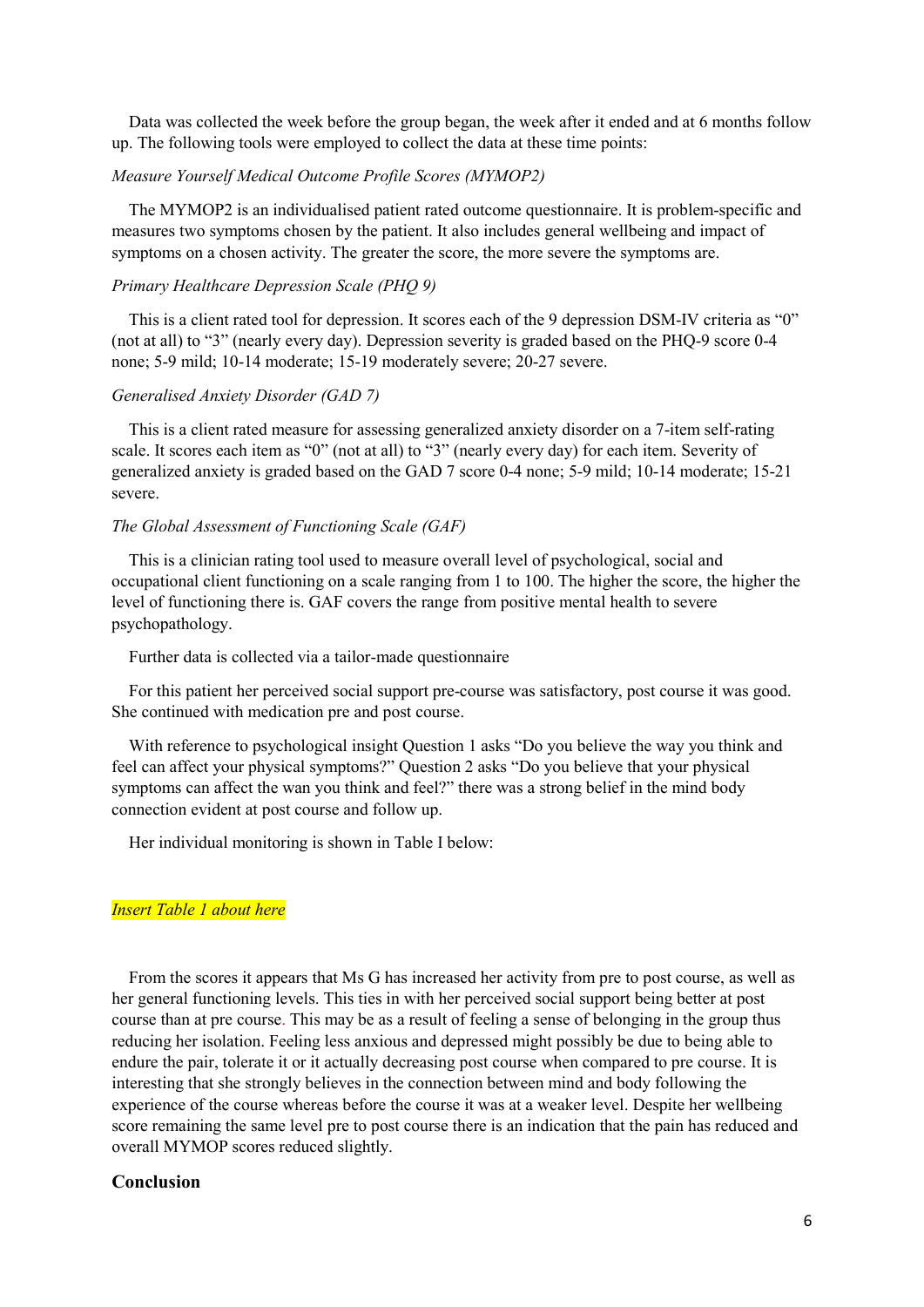Data was collected the week before the group began, the week after it ended and at 6 months follow up. The following tools were employed to collect the data at these time points:

*Measure Yourself Medical Outcome Profile Scores (MYMOP2)*

The MYMOP2 is an individualised patient rated outcome questionnaire. It is problem-specific and measures two symptoms chosen by the patient. It also includes general wellbeing and impact of symptoms on a chosen activity. The greater the score, the more severe the symptoms are.

*Primary Healthcare Depression Scale (PHQ 9)*

This is a client rated tool for depression. It scores each of the 9 depression DSM-IV criteria as "0" (not at all) to "3" (nearly every day). Depression severity is graded based on the PHQ-9 score 0-4 none; 5-9 mild; 10-14 moderate; 15-19 moderately severe; 20-27 severe.

*Generalised Anxiety Disorder (GAD 7)*

This is a client rated measure for assessing generalized anxiety disorder on a 7-item self-rating scale. It scores each item as "0" (not at all) to "3" (nearly every day) for each item. Severity of generalized anxiety is graded based on the GAD 7 score 0-4 none; 5-9 mild; 10-14 moderate; 15-21 severe.

*The Global Assessment of Functioning Scale (GAF)*

This is a clinician rating tool used to measure overall level of psychological, social and occupational client functioning on a scale ranging from 1 to 100. The higher the score, the higher the level of functioning there is. GAF covers the range from positive mental health to severe psychopathology.

Further data is collected via a tailor-made questionnaire

For this patient her perceived social support pre-course was satisfactory, post course it was good. She continued with medication pre and post course.

With reference to psychological insight Question 1 asks "Do you believe the way you think and feel can affect your physical symptoms?" Question 2 asks "Do you believe that your physical symptoms can affect the wan you think and feel?" there was a strong belief in the mind body connection evident at post course and follow up.

Her individual monitoring is shown in Table I below:

*Insert Table 1 about here*

From the scores it appears that Ms G has increased her activity from pre to post course, as well as her general functioning levels. This ties in with her perceived social support being better at post course than at pre course. This may be as a result of feeling a sense of belonging in the group thus reducing her isolation. Feeling less anxious and depressed might possibly be due to being able to endure the pair, tolerate it or it actually decreasing post course when compared to pre course. It is interesting that she strongly believes in the connection between mind and body following the experience of the course whereas before the course it was at a weaker level. Despite her wellbeing score remaining the same level pre to post course there is an indication that the pain has reduced and overall MYMOP scores reduced slightly.

## Conclusion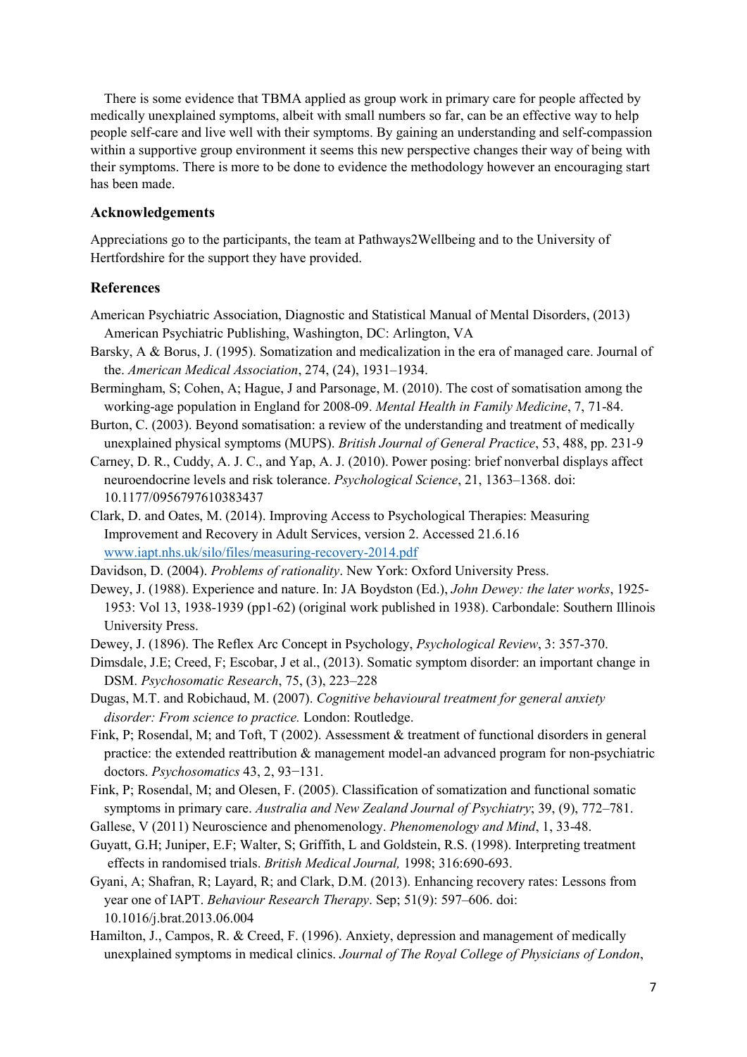There is some evidence that TBMA applied as group work in primary care for people affected by medically unexplained symptoms, albeit with small numbers so far, can be an effective way to help people self-care and live well with their symptoms. By gaining an understanding and self-compassion within a supportive group environment it seems this new perspective changes their way of being with their symptoms. There is more to be done to evidence the methodology however an encouraging start has been made.

## Acknowledgements

Appreciations go to the participants, the team at Pathways2Wellbeing and to the University of Hertfordshire for the support they have provided.

## References

American Psychiatric Association, Diagnostic and Statistical Manual of Mental Disorders, (2013) American Psychiatric Publishing, Washington, DC: Arlington, VA

Barsky, A & Borus, J. (1995). Somatization and medicalization in the era of managed care. Journal of the. *American Medical Association*, 274, (24), 1931–1934.

Bermingham, S; Cohen, A; Hague, J and Parsonage, M. (2010). The cost of somatisation among the working-age population in England for 2008-09. *Mental Health in Family Medicine*, 7, 71-84.

Burton, C. (2003). Beyond somatisation: a review of the understanding and treatment of medically unexplained physical symptoms (MUPS). *British Journal of General Practice*, 53, 488, pp. 231-9

Carney, D. R., Cuddy, A. J. C., and Yap, A. J. (2010). Power posing: brief nonverbal displays affect neuroendocrine levels and risk tolerance. *Psychological Science*, 21, 1363–1368. doi: 10.1177/0956797610383437

Clark, D. and Oates, M. (2014). Improving Access to Psychological Therapies: Measuring Improvement and Recovery in Adult Services, version 2. Accessed 21.6.16 [www.iapt.nhs.uk/silo/files/measuring-recovery-2014.pdf](www.iapt.nhs.uk/silo/files/measuring-recovery-2014.pdf)

Davidson, D. (2004). *Problems of rationality*. New York: Oxford University Press.

Dewey, J. (1988). Experience and nature. In: JA Boydston (Ed.), *John Dewey: the later works*, 1925-1953: Vol 13, 1938-1939 (pp1-62) (original work published in 1938). Carbondale: Southern Illinois University Press.

Dewey, J. (1896). The Reflex Arc Concept in Psychology, *Psychological Review*, 3: 357-370.

Dimsdale, J.E; Creed, F; Escobar, J et al., (2013). Somatic symptom disorder: an important change in DSM. *Psychosomatic Research*, 75, (3), 223–228

Dugas, M.T. and Robichaud, M. (2007). *Cognitive behavioural treatment for general anxiety disorder: From science to practice.* London: Routledge.

Fink, P; Rosendal, M; and Toft, T (2002). Assessment & treatment of functional disorders in general practice: the extended reattribution & management model-an advanced program for non-psychiatric doctors. *Psychosomatics* 43, 2, 93−131.

Fink, P; Rosendal, M; and Olesen, F. (2005). Classification of somatization and functional somatic symptoms in primary care. *Australia and New Zealand Journal of Psychiatry*; 39, (9), 772–781.

Gallese, V (2011) Neuroscience and phenomenology. *Phenomenology and Mind*, 1, 33-48.

Guyatt, G.H; Juniper, E.F; Walter, S; Griffith, L and Goldstein, R.S. (1998). Interpreting treatment effects in randomised trials. *British Medical Journal,* 1998; 316:690-693.

Gyani, A; Shafran, R; Layard, R; and Clark, D.M. (2013). Enhancing recovery rates: Lessons from year one of IAPT. *Behaviour Research Therapy*. Sep; 51(9): 597–606. doi: 10.1016/j.brat.2013.06.004

Hamilton, J., Campos, R. & Creed, F. (1996). Anxiety, depression and management of medically unexplained symptoms in medical clinics. *Journal of The Royal College of Physicians of London*,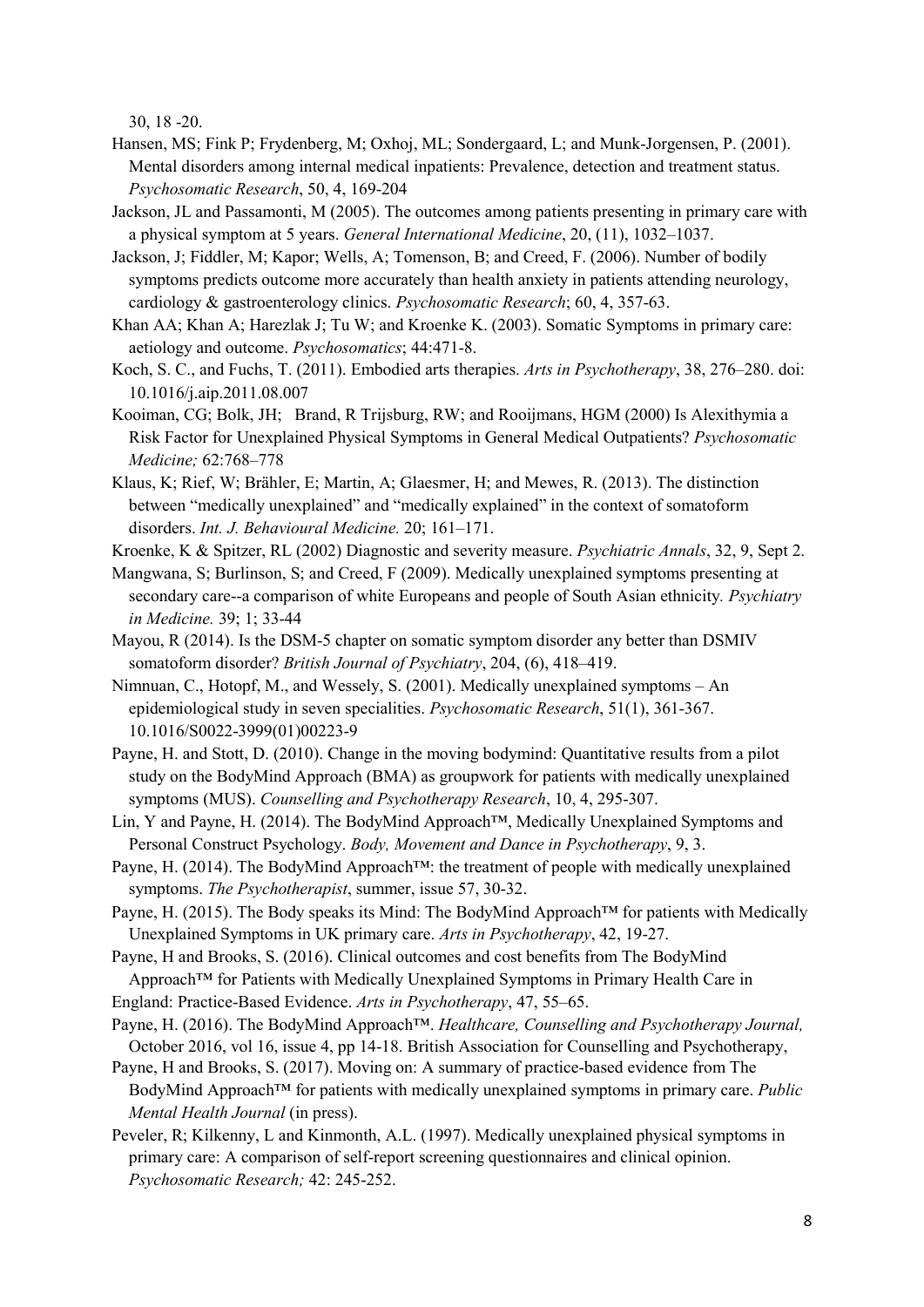30, 18 -20.

Hansen, MS; Fink P; Frydenberg, M; Oxhoj, ML; Sondergaard, L; and Munk-Jorgensen, P. (2001). Mental disorders among internal medical inpatients: Prevalence, detection and treatment status. *Psychosomatic Research*, 50, 4, 169-204

Jackson, JL and Passamonti, M (2005). The outcomes among patients presenting in primary care with a physical symptom at 5 years. *General International Medicine*, 20, (11), 1032–1037.

Jackson, J; Fiddler, M; Kapor; Wells, A; Tomenson, B; and Creed, F. (2006). Number of bodily symptoms predicts outcome more accurately than health anxiety in patients attending neurology, cardiology & gastroenterology clinics. *Psychosomatic Research*; 60, 4, 357-63.

Khan AA; Khan A; Harezlak J; Tu W; and Kroenke K. (2003). Somatic Symptoms in primary care: aetiology and outcome. *Psychosomatics*; 44:471-8.

Koch, S. C., and Fuchs, T. (2011). Embodied arts therapies. *Arts in Psychotherapy*, 38, 276–280. doi: 10.1016/j.aip.2011.08.007

Kooiman, CG; Bolk, JH; Brand, R Trijsburg, RW; and Rooijmans, HGM (2000) Is Alexithymia a Risk Factor for Unexplained Physical Symptoms in General Medical Outpatients? *Psychosomatic Medicine;* 62:768–778

Klaus, K; Rief, W; Brähler, E; Martin, A; Glaesmer, H; and Mewes, R. (2013). The distinction between "medically unexplained" and "medically explained" in the context of somatoform disorders. *Int. J. Behavioural Medicine.* 20; 161–171.

Kroenke, K & Spitzer, RL (2002) Diagnostic and severity measure. *Psychiatric Annals*, 32, 9, Sept 2.

Mangwana, S; Burlinson, S; and Creed, F (2009). Medically unexplained symptoms presenting at secondary care--a comparison of white Europeans and people of South Asian ethnicity. *Psychiatry in Medicine.* 39; 1; 33-44

Mayou, R (2014). Is the DSM-5 chapter on somatic symptom disorder any better than DSMIV somatoform disorder? *British Journal of Psychiatry*, 204, (6), 418–419.

Nimnuan, C., Hotopf, M., and Wessely, S. (2001). Medically unexplained symptoms – An epidemiological study in seven specialities. *Psychosomatic Research*, 51(1), 361-367. 10.1016/S0022-3999(01)00223-9

Payne, H. and Stott, D. (2010). Change in the moving bodymind: Quantitative results from a pilot study on the BodyMind Approach (BMA) as groupwork for patients with medically unexplained symptoms (MUS). *Counselling and Psychotherapy Research*, 10, 4, 295-307.

Lin, Y and Payne, H. (2014). The BodyMind Approach™, Medically Unexplained Symptoms and Personal Construct Psychology. *Body, Movement and Dance in Psychotherapy*, 9, 3.

Payne, H. (2014). The BodyMind Approach™: the treatment of people with medically unexplained symptoms. *The Psychotherapist*, summer, issue 57, 30-32.

Payne, H. (2015). The Body speaks its Mind: The BodyMind Approach™ for patients with Medically Unexplained Symptoms in UK primary care. *Arts in Psychotherapy*, 42, 19-27.

Payne, H and Brooks, S. (2016). Clinical outcomes and cost benefits from The BodyMind Approach™ for Patients with Medically Unexplained Symptoms in Primary Health Care in England: Practice-Based Evidence. *Arts in Psychotherapy*, 47, 55–65.

Payne, H. (2016). The BodyMind Approach™. *Healthcare, Counselling and Psychotherapy Journal,* October 2016, vol 16, issue 4, pp 14-18. British Association for Counselling and Psychotherapy,

Payne, H and Brooks, S. (2017). Moving on: A summary of practice-based evidence from The BodyMind Approach™ for patients with medically unexplained symptoms in primary care. *Public Mental Health Journal* (in press).

Peveler, R; Kilkenny, L and Kinmonth, A.L. (1997). Medically unexplained physical symptoms in primary care: A comparison of self-report screening questionnaires and clinical opinion. *Psychosomatic Research;* 42: 245-252.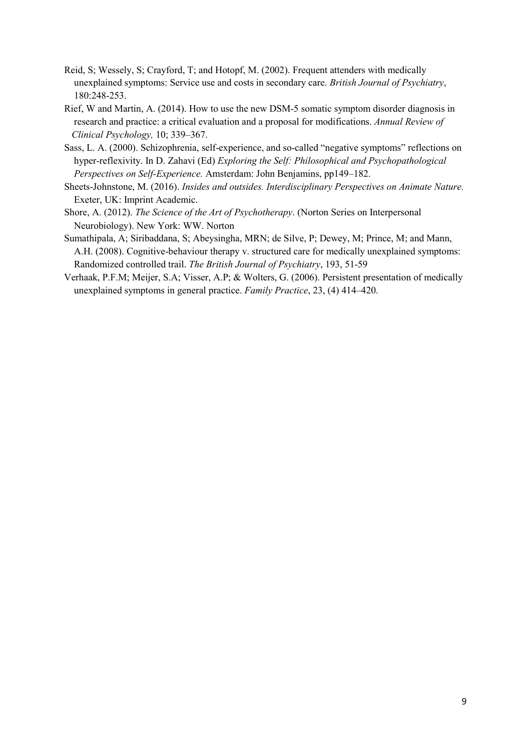Reid, S; Wessely, S; Crayford, T; and Hotopf, M. (2002). Frequent attenders with medically unexplained symptoms: Service use and costs in secondary care. *British Journal of Psychiatry*, 180:248-253.

Rief, W and Martin, A. (2014). How to use the new DSM-5 somatic symptom disorder diagnosis in research and practice: a critical evaluation and a proposal for modifications. *Annual Review of Clinical Psychology,* 10; 339–367.

Sass, L. A. (2000). Schizophrenia, self-experience, and so-called "negative symptoms" reflections on hyper-reflexivity. In D. Zahavi (Ed) *Exploring the Self: Philosophical and Psychopathological Perspectives on Self-Experience.* Amsterdam: John Benjamins, pp149–182.

Sheets-Johnstone, M. (2016). *Insides and outsides. Interdisciplinary Perspectives on Animate Nature.* Exeter, UK: Imprint Academic.

Shore, A. (2012). *The Science of the Art of Psychotherapy*. (Norton Series on Interpersonal Neurobiology). New York: WW. Norton

Sumathipala, A; Siribaddana, S; Abeysingha, MRN; de Silve, P; Dewey, M; Prince, M; and Mann, A.H. (2008). Cognitive-behaviour therapy v. structured care for medically unexplained symptoms: Randomized controlled trail. *The British Journal of Psychiatry*, 193, 51-59

Verhaak, P.F.M; Meijer, S.A; Visser, A.P; & Wolters, G. (2006). Persistent presentation of medically unexplained symptoms in general practice. *Family Practice*, 23, (4) 414–420.